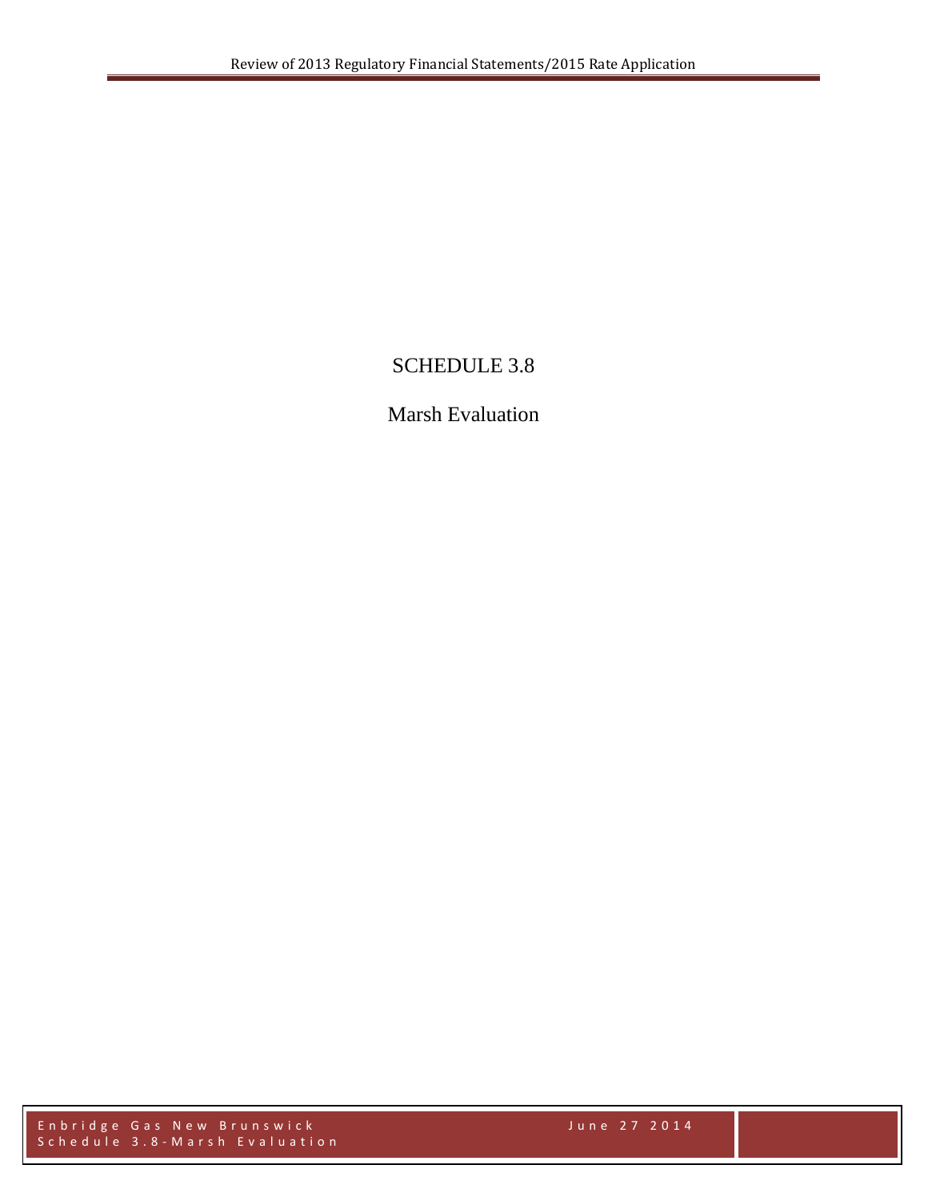# SCHEDULE 3.8

## Marsh Evaluation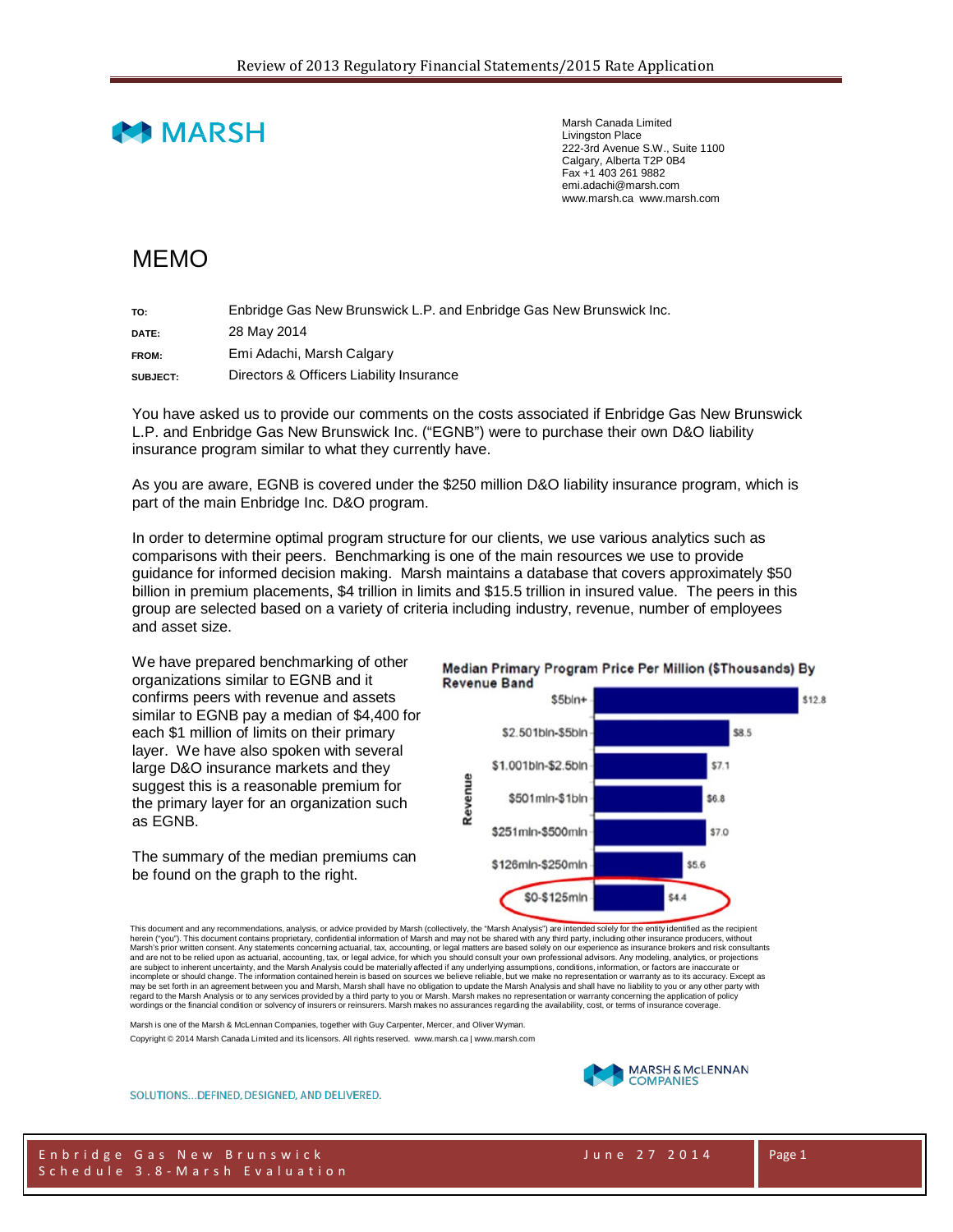# MARSH

Marsh Canada Limited
Livingston Place
222-3rd Avenue S.W., Suite 1100
Calgary, Alberta T2P 0B4
Fax +1 403 261 9882
emi.adachi@marsh.com
www.marsh.ca www.marsh.com

## MEMO

| | |
|---|---|
| **TO:** | Enbridge Gas New Brunswick L.P. and Enbridge Gas New Brunswick Inc. |
| **DATE:** | 28 May 2014 |
| **FROM:** | Emi Adachi, Marsh Calgary |
| **SUBJECT:** | Directors & Officers Liability Insurance |

You have asked us to provide our comments on the costs associated if Enbridge Gas New Brunswick L.P. and Enbridge Gas New Brunswick Inc. ("EGNB") were to purchase their own D&O liability insurance program similar to what they currently have.

As you are aware, EGNB is covered under the $250 million D&O liability insurance program, which is part of the main Enbridge Inc. D&O program.

In order to determine optimal program structure for our clients, we use various analytics such as comparisons with their peers. Benchmarking is one of the main resources we use to provide guidance for informed decision making. Marsh maintains a database that covers approximately $50 billion in premium placements, $4 trillion in limits and $15.5 trillion in insured value. The peers in this group are selected based on a variety of criteria including industry, revenue, number of employees and asset size.

We have prepared benchmarking of other organizations similar to EGNB and it confirms peers with revenue and assets similar to EGNB pay a median of $4,400 for each $1 million of limits on their primary layer. We have also spoken with several large D&O insurance markets and they suggest this is a reasonable premium for the primary layer for an organization such as EGNB.

The summary of the median premiums can be found on the graph to the right.

**Median Primary Program Price Per Million ($Thousands) By Revenue Band**

| Revenue | Price Per Million ($Thousands) |
|---|---|
| $5bln+ | $12.8 |
| $2.501bln-$5bln | $8.5 |
| $1.001bln-$2.5bln | $7.1 |
| $501mln-$1bln | $6.8 |
| $251mln-$500mln | $7.0 |
| $126mln-$250mln | $5.6 |
| $0-$125mln | $4.4 |

This document and any recommendations, analysis, or advice provided by Marsh (collectively, the "Marsh Analysis") are intended solely for the entity identified as the recipient herein ("you"). This document contains proprietary, confidential information of Marsh and may not be shared with any third party, including other insurance producers, without Marsh's prior written consent. Any statements concerning actuarial, tax, accounting, or legal matters are based solely on our experience as insurance brokers and risk consultants and are not to be relied upon as actuarial, accounting, tax, or legal advice, for which you should consult your own professional advisors. Any modeling, analytics, or projections are subject to inherent uncertainty, and the Marsh Analysis could be materially affected if any underlying assumptions, conditions, information, or factors are inaccurate or incomplete or should change. The information contained herein is based on sources we believe reliable, but we make no representation or warranty as to its accuracy. Except as may be set forth in an agreement between you and Marsh, Marsh shall have no obligation to update the Marsh Analysis and shall have no liability to you or any other party with regard to the Marsh Analysis or to any services provided by a third party to you or Marsh. Marsh makes no representation or warranty concerning the application of policy wordings or the financial condition or solvency of insurers or reinsurers. Marsh makes no assurances regarding the availability, cost, or terms of insurance coverage.

Marsh is one of the Marsh & McLennan Companies, together with Guy Carpenter, Mercer, and Oliver Wyman.

Copyright © 2014 Marsh Canada Limited and its licensors. All rights reserved. www.marsh.ca | www.marsh.com

SOLUTIONS...DEFINED, DESIGNED, AND DELIVERED.

MARSH & McLENNAN COMPANIES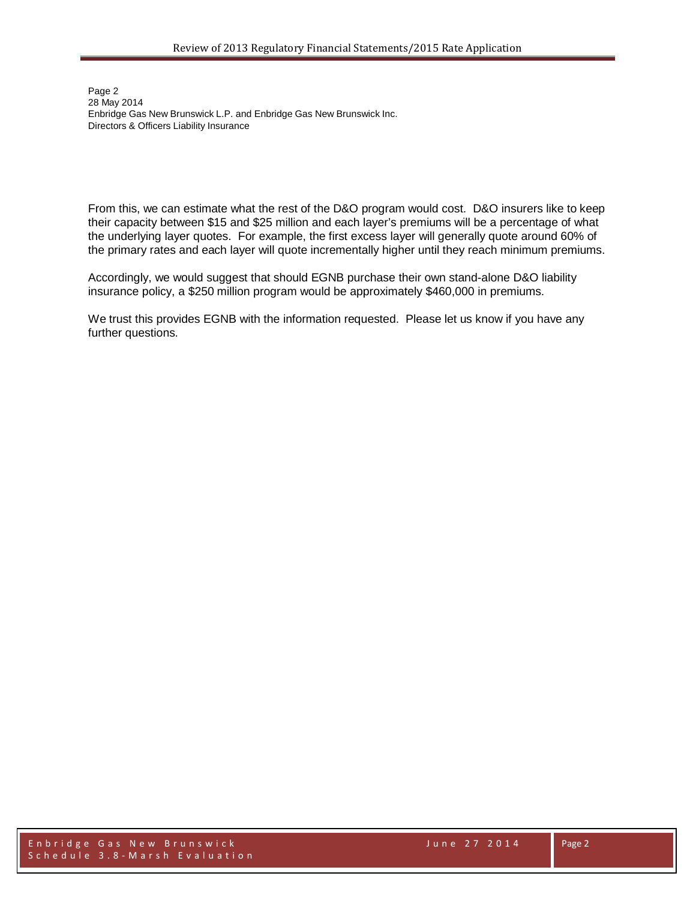Page 2
28 May 2014
Enbridge Gas New Brunswick L.P. and Enbridge Gas New Brunswick Inc.
Directors & Officers Liability Insurance

From this, we can estimate what the rest of the D&O program would cost. D&O insurers like to keep their capacity between $15 and $25 million and each layer's premiums will be a percentage of what the underlying layer quotes. For example, the first excess layer will generally quote around 60% of the primary rates and each layer will quote incrementally higher until they reach minimum premiums.

Accordingly, we would suggest that should EGNB purchase their own stand-alone D&O liability insurance policy, a $250 million program would be approximately $460,000 in premiums.

We trust this provides EGNB with the information requested. Please let us know if you have any further questions.